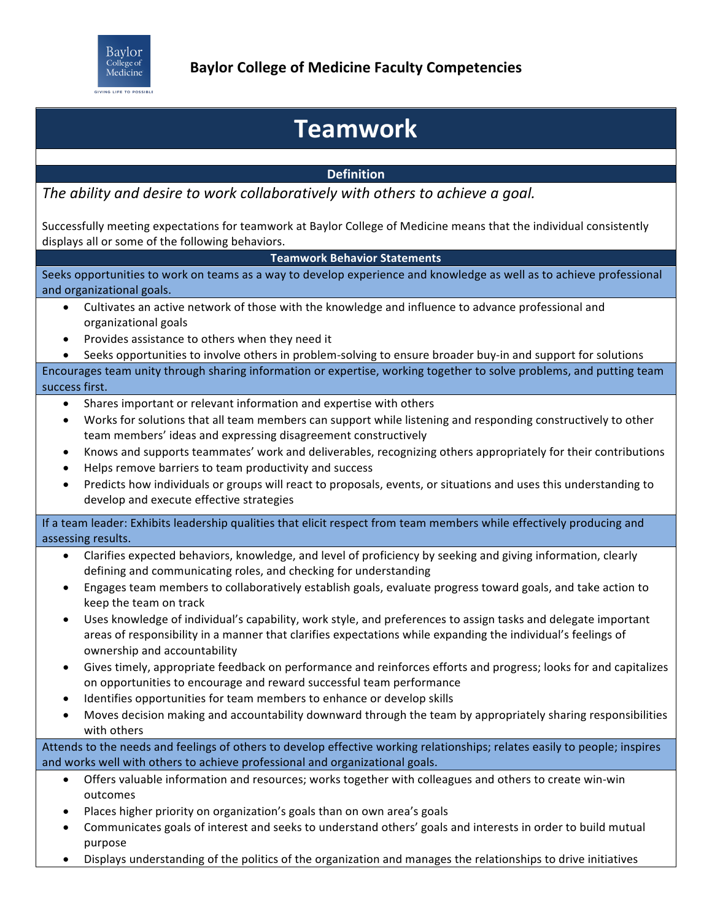## Baylor College of Medicine Faculty Competencies

# Teamwork

### Definition

*The ability and desire to work collaboratively with others to achieve a goal.*

Successfully meeting expectations for teamwork at Baylor College of Medicine means that the individual consistently displays all or some of the following behaviors.

### Teamwork Behavior Statements

**Seeks opportunities to work on teams as a way to develop experience and knowledge as well as to achieve professional and organizational goals.**

- Cultivates an active network of those with the knowledge and influence to advance professional and organizational goals
- Provides assistance to others when they need it
- Seeks opportunities to involve others in problem-solving to ensure broader buy-in and support for solutions

**Encourages team unity through sharing information or expertise, working together to solve problems, and putting team success first.**

- Shares important or relevant information and expertise with others
- Works for solutions that all team members can support while listening and responding constructively to other team members' ideas and expressing disagreement constructively
- Knows and supports teammates' work and deliverables, recognizing others appropriately for their contributions
- Helps remove barriers to team productivity and success
- Predicts how individuals or groups will react to proposals, events, or situations and uses this understanding to develop and execute effective strategies

**If a team leader: Exhibits leadership qualities that elicit respect from team members while effectively producing and assessing results.**

- Clarifies expected behaviors, knowledge, and level of proficiency by seeking and giving information, clearly defining and communicating roles, and checking for understanding
- Engages team members to collaboratively establish goals, evaluate progress toward goals, and take action to keep the team on track
- Uses knowledge of individual's capability, work style, and preferences to assign tasks and delegate important areas of responsibility in a manner that clarifies expectations while expanding the individual's feelings of ownership and accountability
- Gives timely, appropriate feedback on performance and reinforces efforts and progress; looks for and capitalizes on opportunities to encourage and reward successful team performance
- Identifies opportunities for team members to enhance or develop skills
- Moves decision making and accountability downward through the team by appropriately sharing responsibilities with others

**Attends to the needs and feelings of others to develop effective working relationships; relates easily to people; inspires and works well with others to achieve professional and organizational goals.**

- Offers valuable information and resources; works together with colleagues and others to create win-win outcomes
- Places higher priority on organization's goals than on own area's goals
- Communicates goals of interest and seeks to understand others' goals and interests in order to build mutual purpose
- Displays understanding of the politics of the organization and manages the relationships to drive initiatives